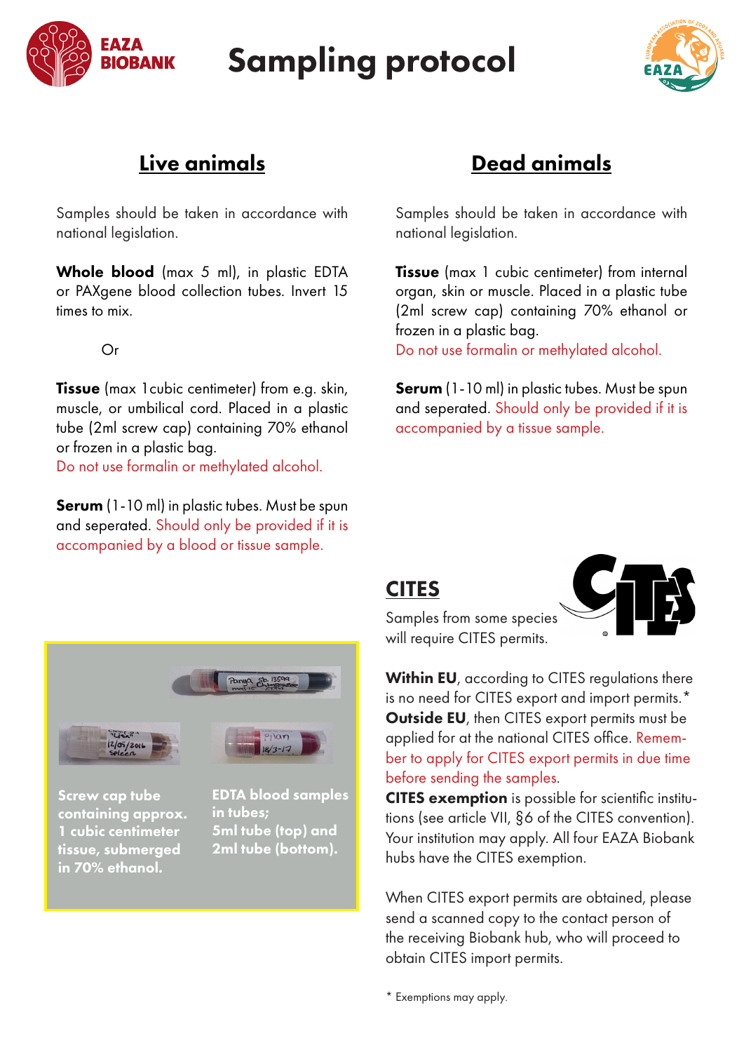# Sampling protocol

## Live animals

Samples should be taken in accordance with national legislation.

**Whole blood** (max 5 ml), in plastic EDTA or PAXgene blood collection tubes. Invert 15 times to mix.

Or

**Tissue** (max 1cubic centimeter) from e.g. skin, muscle, or umbilical cord. Placed in a plastic tube (2ml screw cap) containing 70% ethanol or frozen in a plastic bag.
Do not use formalin or methylated alcohol.

**Serum** (1-10 ml) in plastic tubes. Must be spun and seperated. Should only be provided if it is accompanied by a blood or tissue sample.

**Screw cap tube containing approx. 1 cubic centimeter tissue, submerged in 70% ethanol.**

**EDTA blood samples in tubes; 5ml tube (top) and 2ml tube (bottom).**

## Dead animals

Samples should be taken in accordance with national legislation.

**Tissue** (max 1 cubic centimeter) from internal organ, skin or muscle. Placed in a plastic tube (2ml screw cap) containing 70% ethanol or frozen in a plastic bag.
Do not use formalin or methylated alcohol.

**Serum** (1-10 ml) in plastic tubes. Must be spun and seperated. Should only be provided if it is accompanied by a tissue sample.

## CITES

Samples from some species will require CITES permits.

**Within EU**, according to CITES regulations there is no need for CITES export and import permits.*
**Outside EU**, then CITES export permits must be applied for at the national CITES office. Remember to apply for CITES export permits in due time before sending the samples.
**CITES exemption** is possible for scientific institutions (see article VII, §6 of the CITES convention). Your institution may apply. All four EAZA Biobank hubs have the CITES exemption.

When CITES export permits are obtained, please send a scanned copy to the contact person of the receiving Biobank hub, who will proceed to obtain CITES import permits.

* Exemptions may apply.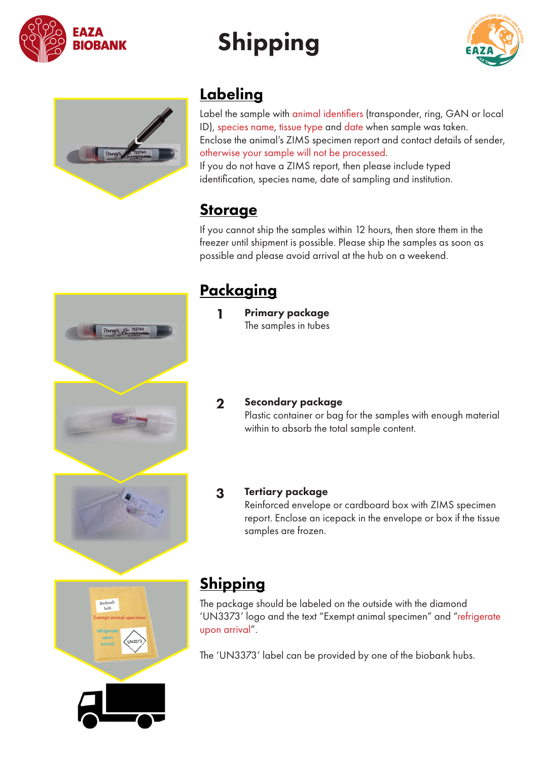# Shipping

## Labeling

Label the sample with animal identifiers (transponder, ring, GAN or local ID), species name, tissue type and date when sample was taken.
Enclose the animal's ZIMS specimen report and contact details of sender, otherwise your sample will not be processed.
If you do not have a ZIMS report, then please include typed identification, species name, date of sampling and institution.

## Storage

If you cannot ship the samples within 12 hours, then store them in the freezer until shipment is possible. Please ship the samples as soon as possible and please avoid arrival at the hub on a weekend.

## Packaging

1. **Primary package**
   The samples in tubes

2. **Secondary package**
   Plastic container or bag for the samples with enough material within to absorb the total sample content.

3. **Tertiary package**
   Reinforced envelope or cardboard box with ZIMS specimen report. Enclose an icepack in the envelope or box if the tissue samples are frozen.

## Shipping

The package should be labeled on the outside with the diamond 'UN3373' logo and the text "Exempt animal specimen" and "refrigerate upon arrival".

The 'UN3373' label can be provided by one of the biobank hubs.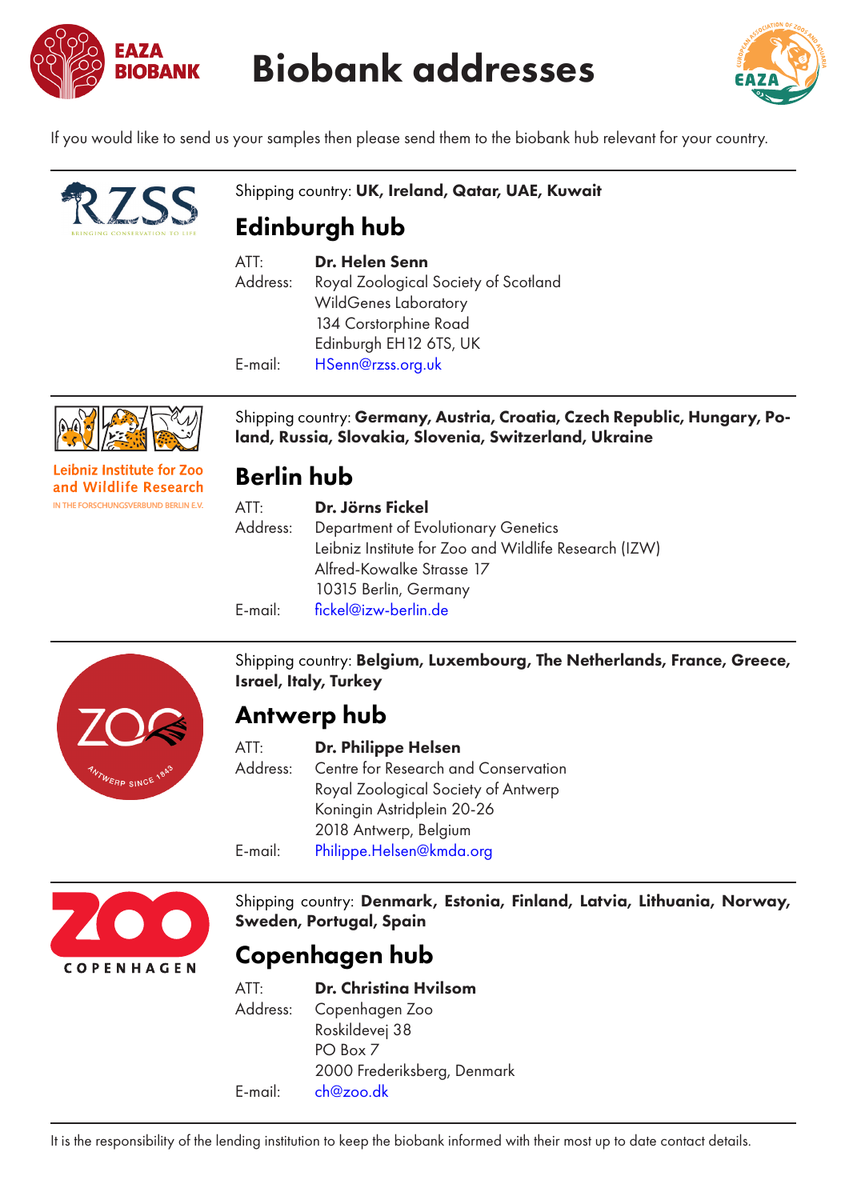# Biobank addresses

If you would like to send us your samples then please send them to the biobank hub relevant for your country.

---

Shipping country: **UK, Ireland, Qatar, UAE, Kuwait**

## Edinburgh hub

ATT: **Dr. Helen Senn**
Address: Royal Zoological Society of Scotland
WildGenes Laboratory
134 Corstorphine Road
Edinburgh EH12 6TS, UK
E-mail: HSenn@rzss.org.uk

---

Shipping country: **Germany, Austria, Croatia, Czech Republic, Hungary, Poland, Russia, Slovakia, Slovenia, Switzerland, Ukraine**

## Berlin hub

ATT: **Dr. Jörns Fickel**
Address: Department of Evolutionary Genetics
Leibniz Institute for Zoo and Wildlife Research (IZW)
Alfred-Kowalke Strasse 17
10315 Berlin, Germany
E-mail: fickel@izw-berlin.de

---

Shipping country: **Belgium, Luxembourg, The Netherlands, France, Greece, Israel, Italy, Turkey**

## Antwerp hub

ATT: **Dr. Philippe Helsen**
Address: Centre for Research and Conservation
Royal Zoological Society of Antwerp
Koningin Astridplein 20-26
2018 Antwerp, Belgium
E-mail: Philippe.Helsen@kmda.org

---

Shipping country: **Denmark, Estonia, Finland, Latvia, Lithuania, Norway, Sweden, Portugal, Spain**

## Copenhagen hub

ATT: **Dr. Christina Hvilsom**
Address: Copenhagen Zoo
Roskildevej 38
PO Box 7
2000 Frederiksberg, Denmark
E-mail: ch@zoo.dk

---

It is the responsibility of the lending institution to keep the biobank informed with their most up to date contact details.